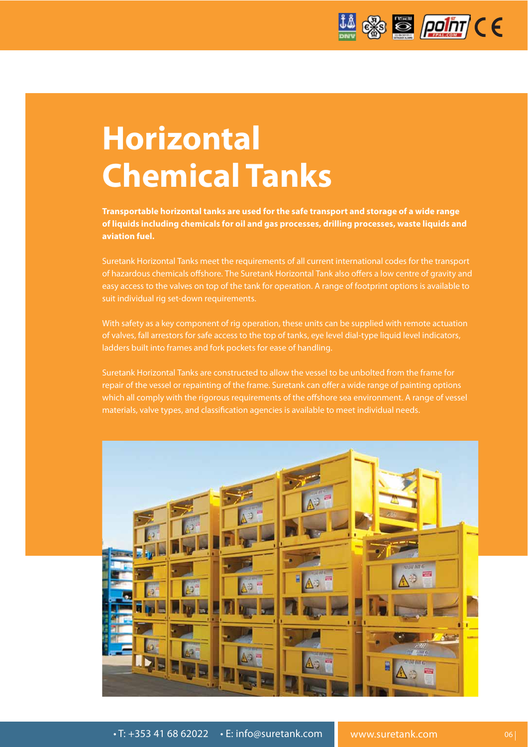# Horizontal Chemical Tanks

**Transportable horizontal tanks are used for the safe transport and storage of a wide range of liquids including chemicals for oil and gas processes, drilling processes, waste liquids and aviation fuel.**

Suretank Horizontal Tanks meet the requirements of all current international codes for the transport of hazardous chemicals offshore. The Suretank Horizontal Tank also offers a low centre of gravity and easy access to the valves on top of the tank for operation. A range of footprint options is available to suit individual rig set-down requirements.

With safety as a key component of rig operation, these units can be supplied with remote actuation of valves, fall arrestors for safe access to the top of tanks, eye level dial-type liquid level indicators, ladders built into frames and fork pockets for ease of handling.

Suretank Horizontal Tanks are constructed to allow the vessel to be unbolted from the frame for repair of the vessel or repainting of the frame. Suretank can offer a wide range of painting options which all comply with the rigorous requirements of the offshore sea environment. A range of vessel materials, valve types, and classification agencies is available to meet individual needs.

• T: +353 41 68 62022 • E: info@suretank.com

www.suretank.com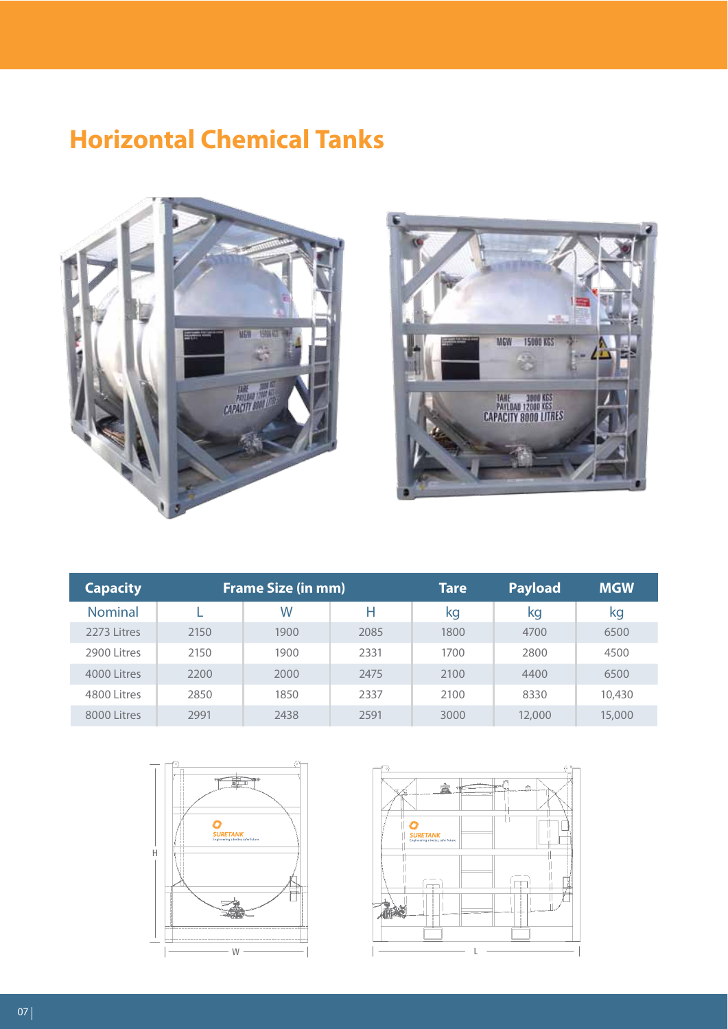# Horizontal Chemical Tanks

| Capacity | Frame Size (in mm) | | | Tare | Payload | MGW |
|---|---|---|---|---|---|---|
| Nominal | L | W | H | kg | kg | kg |
| 2273 Litres | 2150 | 1900 | 2085 | 1800 | 4700 | 6500 |
| 2900 Litres | 2150 | 1900 | 2331 | 1700 | 2800 | 4500 |
| 4000 Litres | 2200 | 2000 | 2475 | 2100 | 4400 | 6500 |
| 4800 Litres | 2850 | 1850 | 2337 | 2100 | 8330 | 10,430 |
| 8000 Litres | 2991 | 2438 | 2591 | 3000 | 12,000 | 15,000 |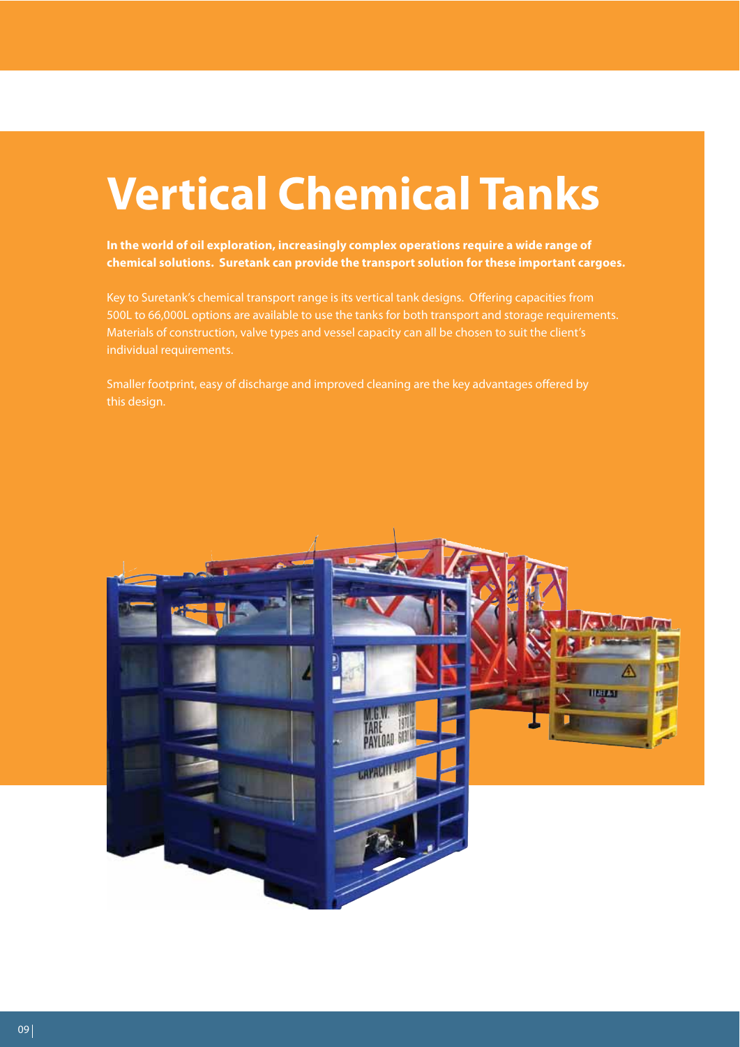# Vertical Chemical Tanks

**In the world of oil exploration, increasingly complex operations require a wide range of chemical solutions. Suretank can provide the transport solution for these important cargoes.**

Key to Suretank's chemical transport range is its vertical tank designs. Offering capacities from 500L to 66,000L options are available to use the tanks for both transport and storage requirements. Materials of construction, valve types and vessel capacity can all be chosen to suit the client's individual requirements.

Smaller footprint, easy of discharge and improved cleaning are the key advantages offered by this design.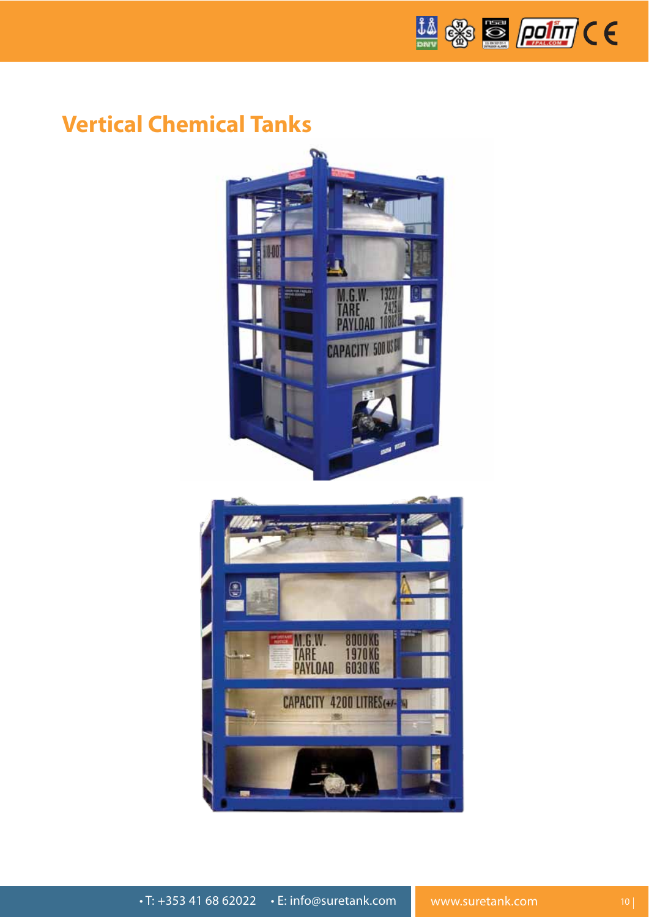# Vertical Chemical Tanks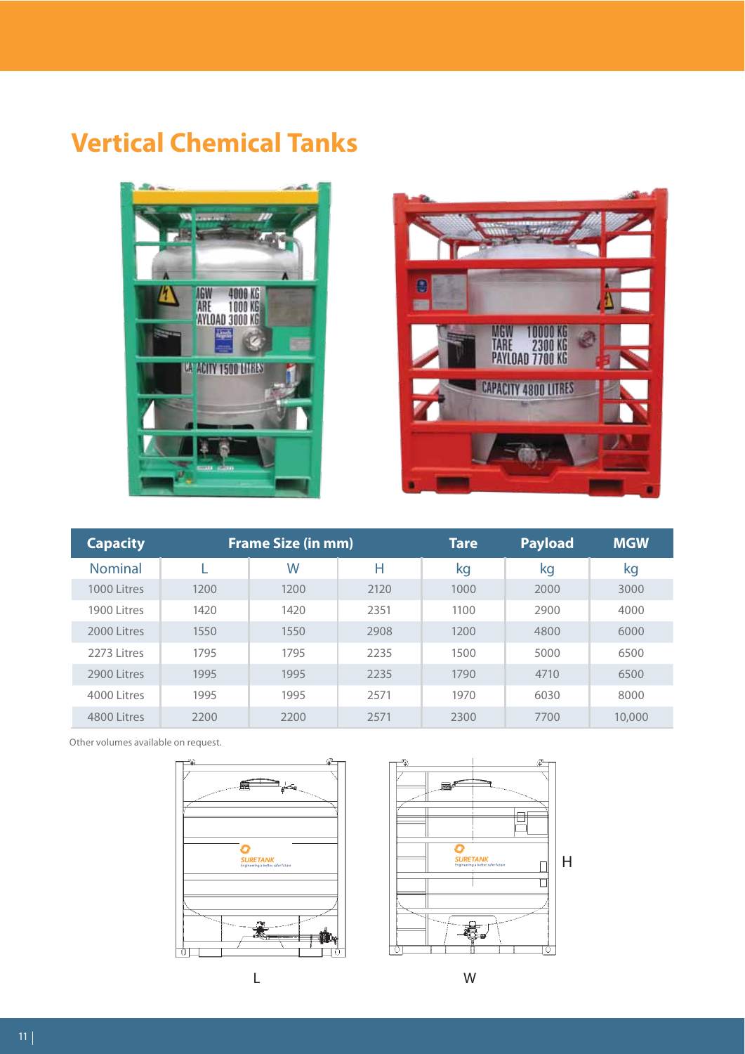# Vertical Chemical Tanks

| Capacity | Frame Size (in mm) | | | Tare | Payload | MGW |
|---|---|---|---|---|---|---|
| Nominal | L | W | H | kg | kg | kg |
| 1000 Litres | 1200 | 1200 | 2120 | 1000 | 2000 | 3000 |
| 1900 Litres | 1420 | 1420 | 2351 | 1100 | 2900 | 4000 |
| 2000 Litres | 1550 | 1550 | 2908 | 1200 | 4800 | 6000 |
| 2273 Litres | 1795 | 1795 | 2235 | 1500 | 5000 | 6500 |
| 2900 Litres | 1995 | 1995 | 2235 | 1790 | 4710 | 6500 |
| 4000 Litres | 1995 | 1995 | 2571 | 1970 | 6030 | 8000 |
| 4800 Litres | 2200 | 2200 | 2571 | 2300 | 7700 | 10,000 |

Other volumes available on request.